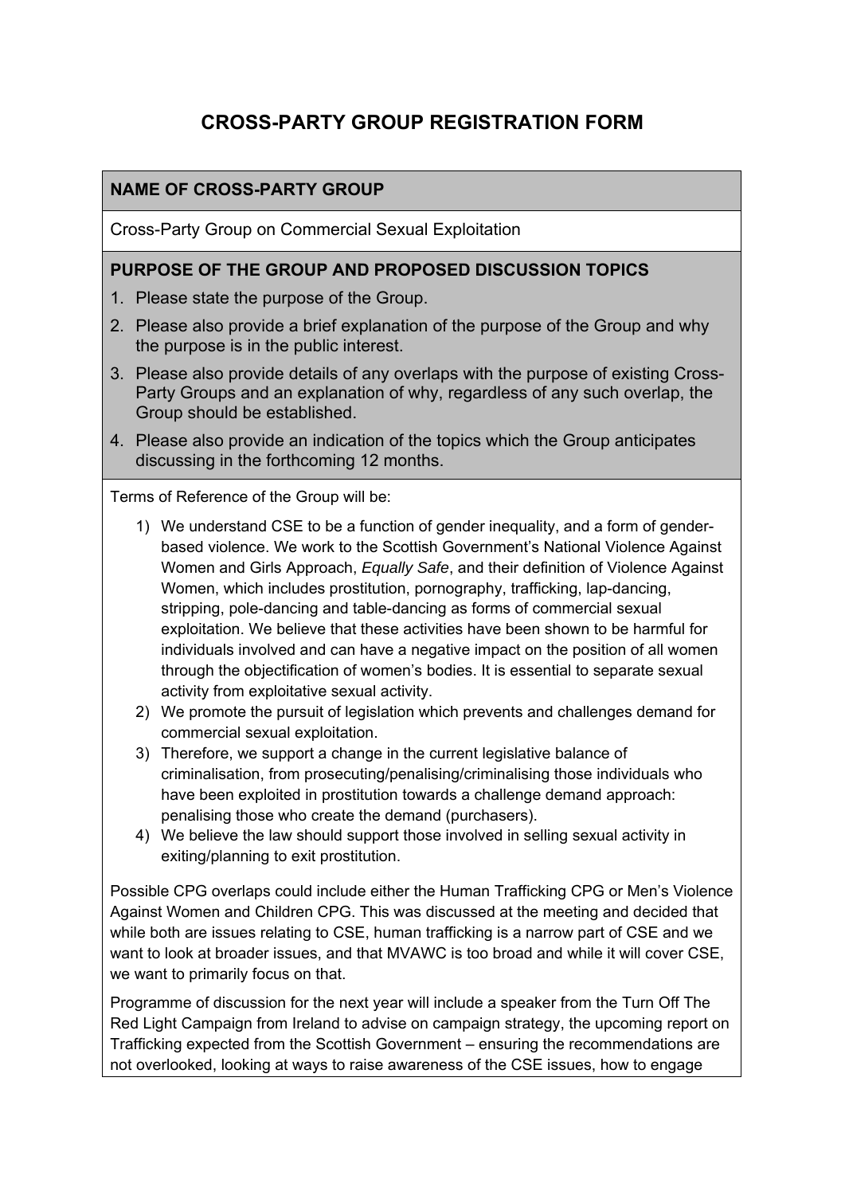# CROSS-PARTY GROUP REGISTRATION FORM

**NAME OF CROSS-PARTY GROUP**

Cross-Party Group on Commercial Sexual Exploitation

**PURPOSE OF THE GROUP AND PROPOSED DISCUSSION TOPICS**

1. Please state the purpose of the Group.
2. Please also provide a brief explanation of the purpose of the Group and why the purpose is in the public interest.
3. Please also provide details of any overlaps with the purpose of existing Cross-Party Groups and an explanation of why, regardless of any such overlap, the Group should be established.
4. Please also provide an indication of the topics which the Group anticipates discussing in the forthcoming 12 months.

Terms of Reference of the Group will be:

1) We understand CSE to be a function of gender inequality, and a form of gender-based violence. We work to the Scottish Government's National Violence Against Women and Girls Approach, *Equally Safe*, and their definition of Violence Against Women, which includes prostitution, pornography, trafficking, lap-dancing, stripping, pole-dancing and table-dancing as forms of commercial sexual exploitation. We believe that these activities have been shown to be harmful for individuals involved and can have a negative impact on the position of all women through the objectification of women's bodies. It is essential to separate sexual activity from exploitative sexual activity.
2) We promote the pursuit of legislation which prevents and challenges demand for commercial sexual exploitation.
3) Therefore, we support a change in the current legislative balance of criminalisation, from prosecuting/penalising/criminalising those individuals who have been exploited in prostitution towards a challenge demand approach: penalising those who create the demand (purchasers).
4) We believe the law should support those involved in selling sexual activity in exiting/planning to exit prostitution.

Possible CPG overlaps could include either the Human Trafficking CPG or Men's Violence Against Women and Children CPG. This was discussed at the meeting and decided that while both are issues relating to CSE, human trafficking is a narrow part of CSE and we want to look at broader issues, and that MVAWC is too broad and while it will cover CSE, we want to primarily focus on that.

Programme of discussion for the next year will include a speaker from the Turn Off The Red Light Campaign from Ireland to advise on campaign strategy, the upcoming report on Trafficking expected from the Scottish Government – ensuring the recommendations are not overlooked, looking at ways to raise awareness of the CSE issues, how to engage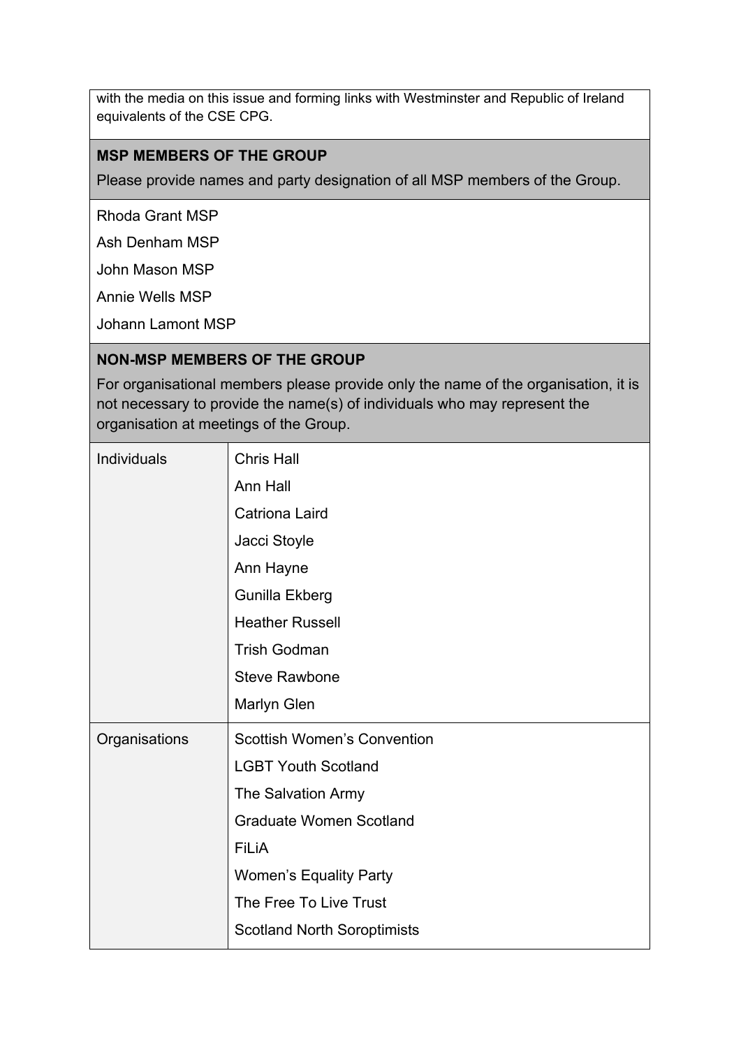with the media on this issue and forming links with Westminster and Republic of Ireland equivalents of the CSE CPG.

**MSP MEMBERS OF THE GROUP**

Please provide names and party designation of all MSP members of the Group.

Rhoda Grant MSP

Ash Denham MSP

John Mason MSP

Annie Wells MSP

Johann Lamont MSP

**NON-MSP MEMBERS OF THE GROUP**

For organisational members please provide only the name of the organisation, it is not necessary to provide the name(s) of individuals who may represent the organisation at meetings of the Group.

| | |
|---|---|
| Individuals | Chris Hall<br>Ann Hall<br>Catriona Laird<br>Jacci Stoyle<br>Ann Hayne<br>Gunilla Ekberg<br>Heather Russell<br>Trish Godman<br>Steve Rawbone<br>Marlyn Glen |
| Organisations | Scottish Women's Convention<br>LGBT Youth Scotland<br>The Salvation Army<br>Graduate Women Scotland<br>FiLiA<br>Women's Equality Party<br>The Free To Live Trust<br>Scotland North Soroptimists |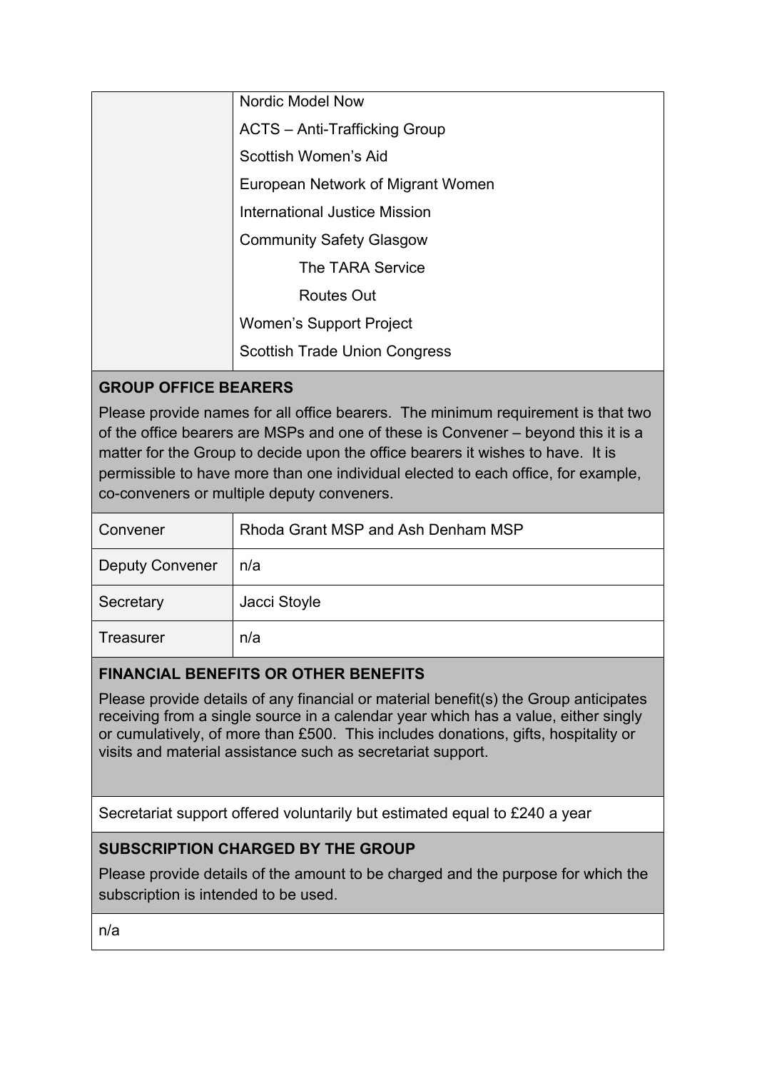| | |
|---|---|
| | Nordic Model Now<br>ACTS – Anti-Trafficking Group<br>Scottish Women's Aid<br>European Network of Migrant Women<br>International Justice Mission<br>Community Safety Glasgow<br>The TARA Service<br>Routes Out<br>Women's Support Project<br>Scottish Trade Union Congress |

**GROUP OFFICE BEARERS**

Please provide names for all office bearers. The minimum requirement is that two of the office bearers are MSPs and one of these is Convener – beyond this it is a matter for the Group to decide upon the office bearers it wishes to have. It is permissible to have more than one individual elected to each office, for example, co-conveners or multiple deputy conveners.

| | |
|---|---|
| Convener | Rhoda Grant MSP and Ash Denham MSP |
| Deputy Convener | n/a |
| Secretary | Jacci Stoyle |
| Treasurer | n/a |

**FINANCIAL BENEFITS OR OTHER BENEFITS**

Please provide details of any financial or material benefit(s) the Group anticipates receiving from a single source in a calendar year which has a value, either singly or cumulatively, of more than £500. This includes donations, gifts, hospitality or visits and material assistance such as secretariat support.

Secretariat support offered voluntarily but estimated equal to £240 a year

**SUBSCRIPTION CHARGED BY THE GROUP**

Please provide details of the amount to be charged and the purpose for which the subscription is intended to be used.

n/a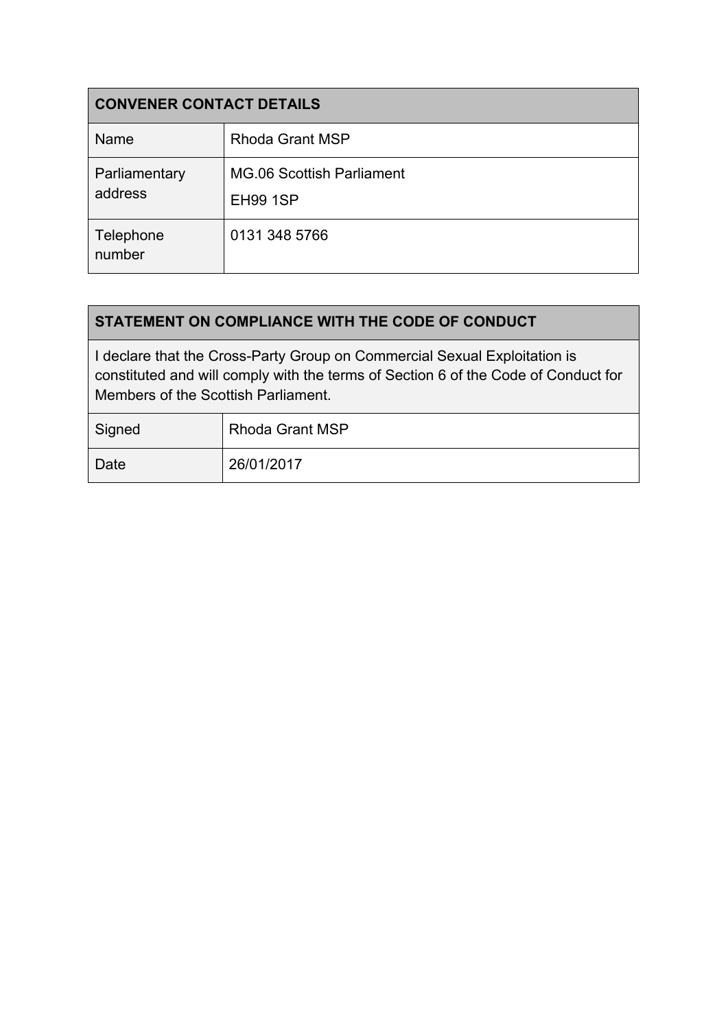| CONVENER CONTACT DETAILS | |
| --- | --- |
| Name | Rhoda Grant MSP |
| Parliamentary address | MG.06 Scottish Parliament<br>EH99 1SP |
| Telephone number | 0131 348 5766 |

| STATEMENT ON COMPLIANCE WITH THE CODE OF CONDUCT | |
| --- | --- |
| I declare that the Cross-Party Group on Commercial Sexual Exploitation is constituted and will comply with the terms of Section 6 of the Code of Conduct for Members of the Scottish Parliament. | |
| Signed | Rhoda Grant MSP |
| Date | 26/01/2017 |